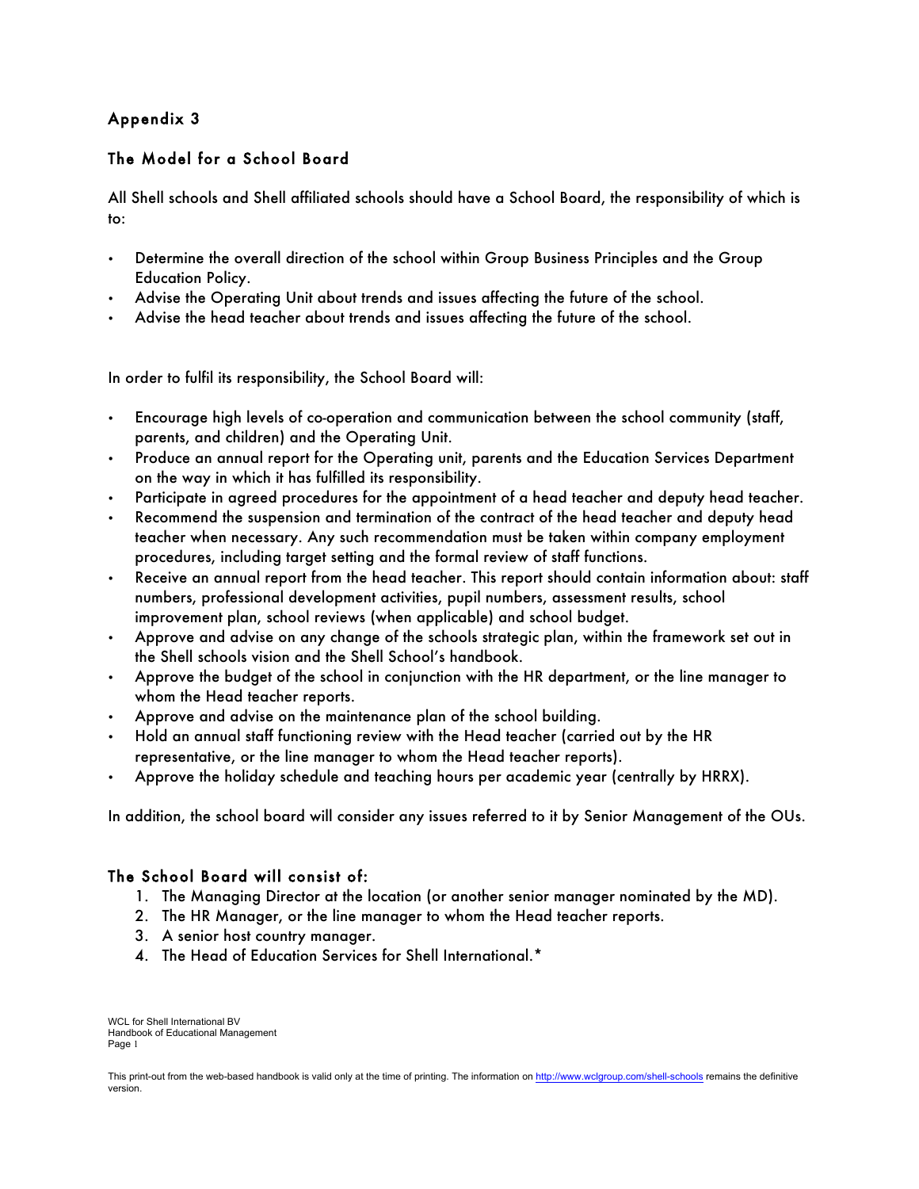## Appendix 3

### The Model for a School Board

All Shell schools and Shell affiliated schools should have a School Board, the responsibility of which is to:

- Determine the overall direction of the school within Group Business Principles and the Group Education Policy.
- Advise the Operating Unit about trends and issues affecting the future of the school.
- Advise the head teacher about trends and issues affecting the future of the school.

In order to fulfil its responsibility, the School Board will:

- Encourage high levels of co-operation and communication between the school community (staff, parents, and children) and the Operating Unit.
- Produce an annual report for the Operating unit, parents and the Education Services Department on the way in which it has fulfilled its responsibility.
- Participate in agreed procedures for the appointment of a head teacher and deputy head teacher.
- Recommend the suspension and termination of the contract of the head teacher and deputy head teacher when necessary. Any such recommendation must be taken within company employment procedures, including target setting and the formal review of staff functions.
- Receive an annual report from the head teacher. This report should contain information about: staff numbers, professional development activities, pupil numbers, assessment results, school improvement plan, school reviews (when applicable) and school budget.
- Approve and advise on any change of the schools strategic plan, within the framework set out in the Shell schools vision and the Shell School's handbook.
- Approve the budget of the school in conjunction with the HR department, or the line manager to whom the Head teacher reports.
- Approve and advise on the maintenance plan of the school building.
- Hold an annual staff functioning review with the Head teacher (carried out by the HR representative, or the line manager to whom the Head teacher reports).
- Approve the holiday schedule and teaching hours per academic year (centrally by HRRX).

In addition, the school board will consider any issues referred to it by Senior Management of the OUs.

### The School Board will consist of:

1. The Managing Director at the location (or another senior manager nominated by the MD).
2. The HR Manager, or the line manager to whom the Head teacher reports.
3. A senior host country manager.
4. The Head of Education Services for Shell International.*

This print-out from the web-based handbook is valid only at the time of printing. The information on http://www.wclgroup.com/shell-schools remains the definitive version.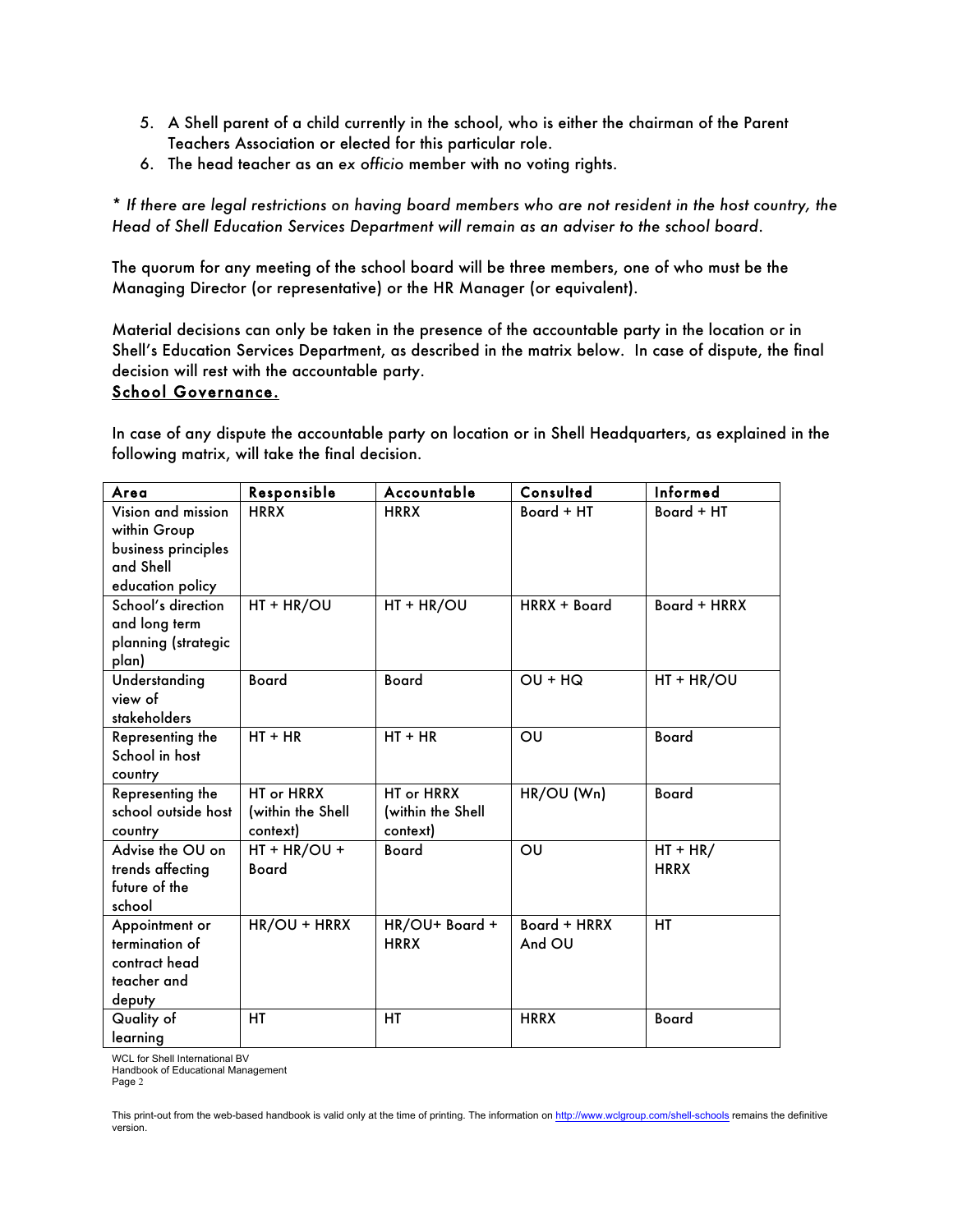5. A Shell parent of a child currently in the school, who is either the chairman of the Parent Teachers Association or elected for this particular role.
6. The head teacher as an *ex officio* member with no voting rights.

*\* If there are legal restrictions on having board members who are not resident in the host country, the Head of Shell Education Services Department will remain as an adviser to the school board.*

The quorum for any meeting of the school board will be three members, one of who must be the Managing Director (or representative) or the HR Manager (or equivalent).

Material decisions can only be taken in the presence of the accountable party in the location or in Shell's Education Services Department, as described in the matrix below. In case of dispute, the final decision will rest with the accountable party.

## School Governance.

In case of any dispute the accountable party on location or in Shell Headquarters, as explained in the following matrix, will take the final decision.

| Area | Responsible | Accountable | Consulted | Informed |
|---|---|---|---|---|
| Vision and mission within Group business principles and Shell education policy | HRRX | HRRX | Board + HT | Board + HT |
| School's direction and long term planning (strategic plan) | HT + HR/OU | HT + HR/OU | HRRX + Board | Board + HRRX |
| Understanding view of stakeholders | Board | Board | OU + HQ | HT + HR/OU |
| Representing the School in host country | HT + HR | HT + HR | OU | Board |
| Representing the school outside host country | HT or HRRX (within the Shell context) | HT or HRRX (within the Shell context) | HR/OU (Wn) | Board |
| Advise the OU on trends affecting future of the school | HT + HR/OU + Board | Board | OU | HT + HR/ HRRX |
| Appointment or termination of contract head teacher and deputy | HR/OU + HRRX | HR/OU+ Board + HRRX | Board + HRRX And OU | HT |
| Quality of learning | HT | HT | HRRX | Board |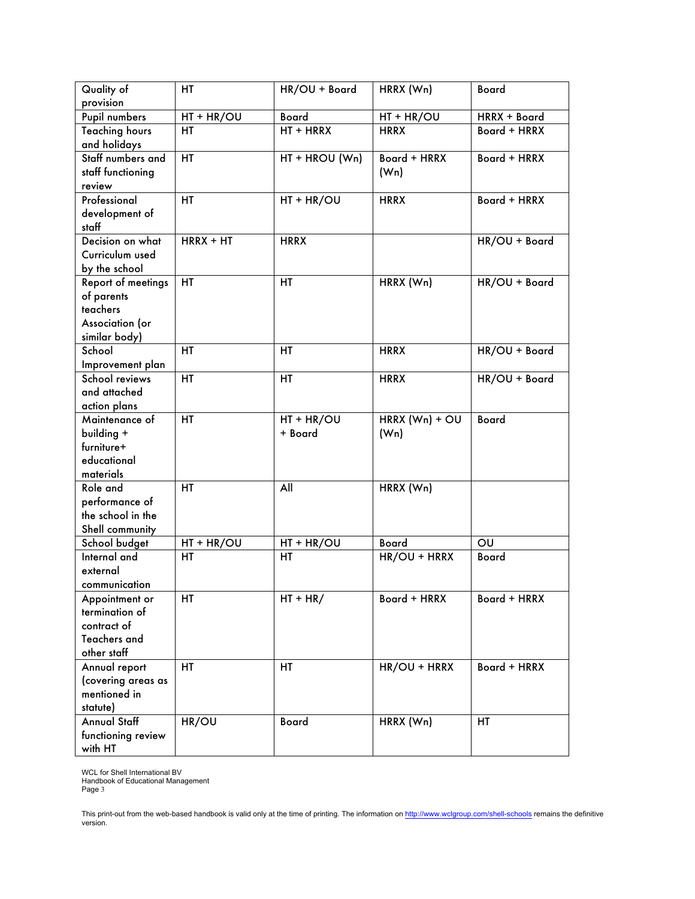| Quality of provision | HT | HR/OU + Board | HRRX (Wn) | Board |
|---|---|---|---|---|
| Pupil numbers | HT + HR/OU | Board | HT + HR/OU | HRRX + Board |
| Teaching hours and holidays | HT | HT + HRRX | HRRX | Board + HRRX |
| Staff numbers and staff functioning review | HT | HT + HROU (Wn) | Board + HRRX (Wn) | Board + HRRX |
| Professional development of staff | HT | HT + HR/OU | HRRX | Board + HRRX |
| Decision on what Curriculum used by the school | HRRX + HT | HRRX | | HR/OU + Board |
| Report of meetings of parents teachers Association (or similar body) | HT | HT | HRRX (Wn) | HR/OU + Board |
| School Improvement plan | HT | HT | HRRX | HR/OU + Board |
| School reviews and attached action plans | HT | HT | HRRX | HR/OU + Board |
| Maintenance of building + furniture+ educational materials | HT | HT + HR/OU + Board | HRRX (Wn) + OU (Wn) | Board |
| Role and performance of the school in the Shell community | HT | All | HRRX (Wn) | |
| School budget | HT + HR/OU | HT + HR/OU | Board | OU |
| Internal and external communication | HT | HT | HR/OU + HRRX | Board |
| Appointment or termination of contract of Teachers and other staff | HT | HT + HR/ | Board + HRRX | Board + HRRX |
| Annual report (covering areas as mentioned in statute) | HT | HT | HR/OU + HRRX | Board + HRRX |
| Annual Staff functioning review with HT | HR/OU | Board | HRRX (Wn) | HT |

WCL for Shell International BV
Handbook of Educational Management

This print-out from the web-based handbook is valid only at the time of printing. The information on http://www.wclgroup.com/shell-schools remains the definitive version.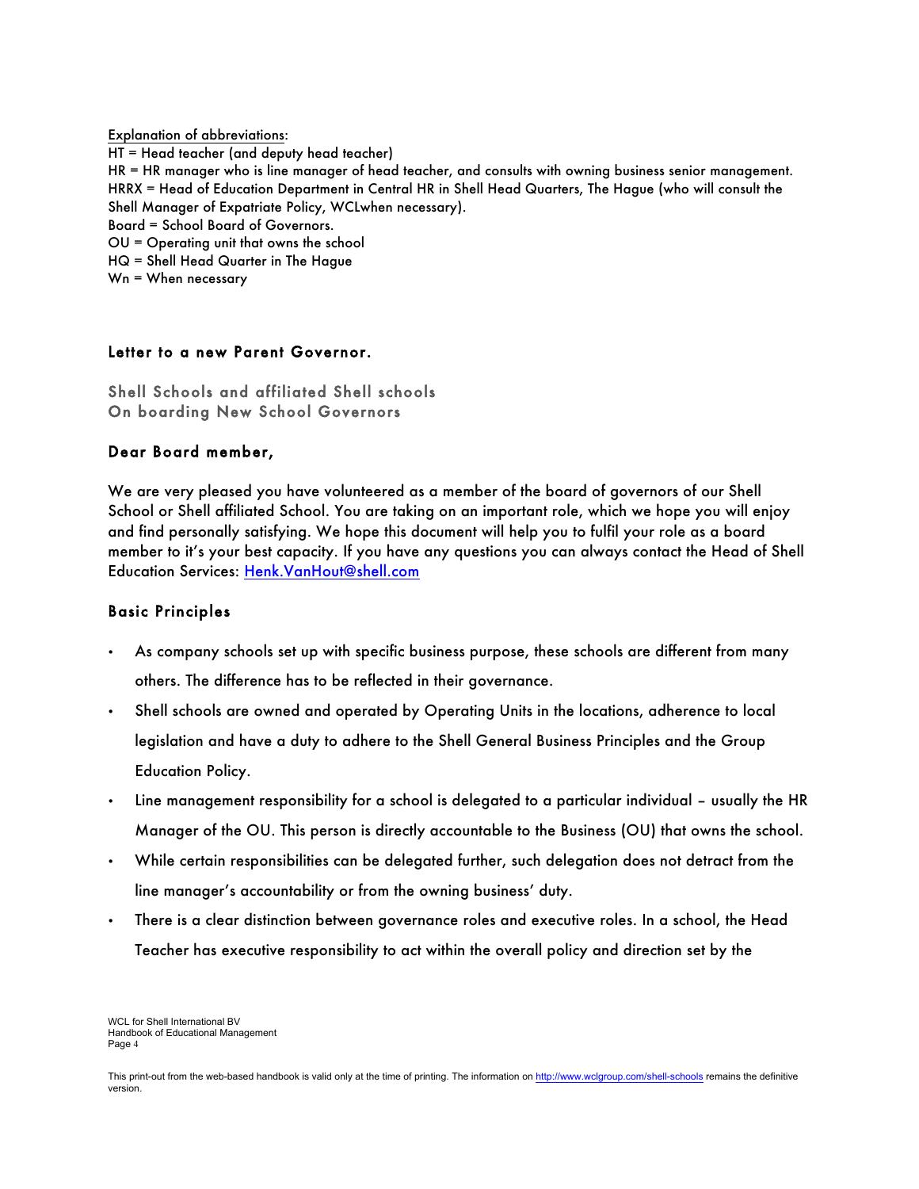Explanation of abbreviations:
HT = Head teacher (and deputy head teacher)
HR = HR manager who is line manager of head teacher, and consults with owning business senior management.
HRRX = Head of Education Department in Central HR in Shell Head Quarters, The Hague (who will consult the Shell Manager of Expatriate Policy, WCLwhen necessary).
Board = School Board of Governors.
OU = Operating unit that owns the school
HQ = Shell Head Quarter in The Hague
Wn = When necessary

## Letter to a new Parent Governor.

### Shell Schools and affiliated Shell schools
### On boarding New School Governors

### Dear Board member,

We are very pleased you have volunteered as a member of the board of governors of our Shell School or Shell affiliated School. You are taking on an important role, which we hope you will enjoy and find personally satisfying. We hope this document will help you to fulfil your role as a board member to it's your best capacity. If you have any questions you can always contact the Head of Shell Education Services: [Henk.VanHout@shell.com](mailto:Henk.VanHout@shell.com)

### Basic Principles

- As company schools set up with specific business purpose, these schools are different from many others. The difference has to be reflected in their governance.
- Shell schools are owned and operated by Operating Units in the locations, adherence to local legislation and have a duty to adhere to the Shell General Business Principles and the Group Education Policy.
- Line management responsibility for a school is delegated to a particular individual – usually the HR Manager of the OU. This person is directly accountable to the Business (OU) that owns the school.
- While certain responsibilities can be delegated further, such delegation does not detract from the line manager's accountability or from the owning business' duty.
- There is a clear distinction between governance roles and executive roles. In a school, the Head Teacher has executive responsibility to act within the overall policy and direction set by the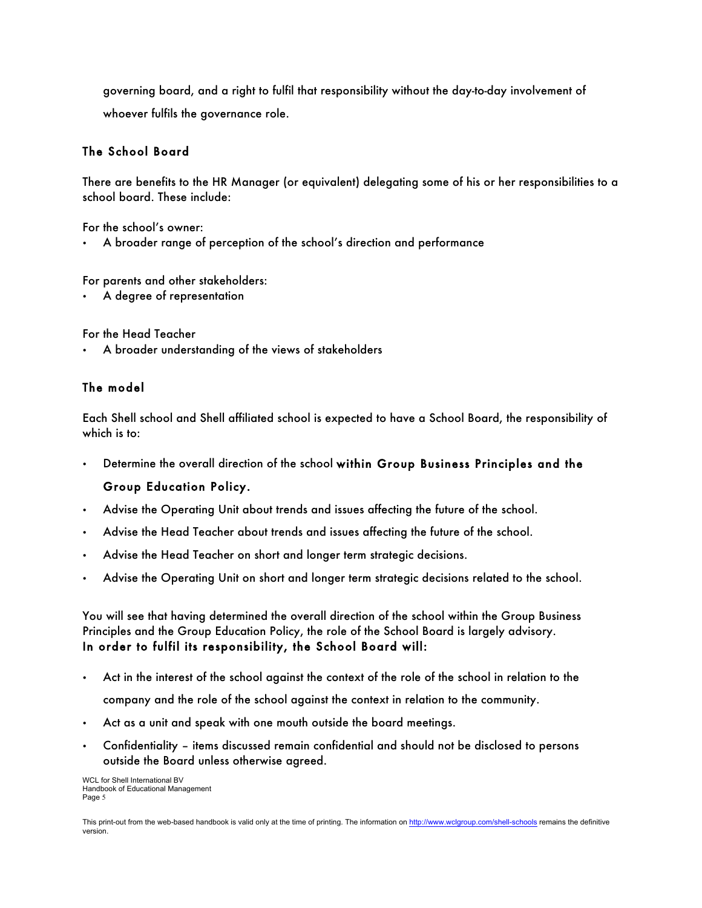governing board, and a right to fulfil that responsibility without the day-to-day involvement of whoever fulfils the governance role.

### The School Board

There are benefits to the HR Manager (or equivalent) delegating some of his or her responsibilities to a school board. These include:

For the school's owner:

- A broader range of perception of the school's direction and performance

For parents and other stakeholders:

- A degree of representation

For the Head Teacher

- A broader understanding of the views of stakeholders

### The model

Each Shell school and Shell affiliated school is expected to have a School Board, the responsibility of which is to:

- Determine the overall direction of the school **within Group Business Principles and the Group Education Policy.**
- Advise the Operating Unit about trends and issues affecting the future of the school.
- Advise the Head Teacher about trends and issues affecting the future of the school.
- Advise the Head Teacher on short and longer term strategic decisions.
- Advise the Operating Unit on short and longer term strategic decisions related to the school.

You will see that having determined the overall direction of the school within the Group Business Principles and the Group Education Policy, the role of the School Board is largely advisory.

**In order to fulfil its responsibility, the School Board will:**

- Act in the interest of the school against the context of the role of the school in relation to the company and the role of the school against the context in relation to the community.
- Act as a unit and speak with one mouth outside the board meetings.
- Confidentiality – items discussed remain confidential and should not be disclosed to persons outside the Board unless otherwise agreed.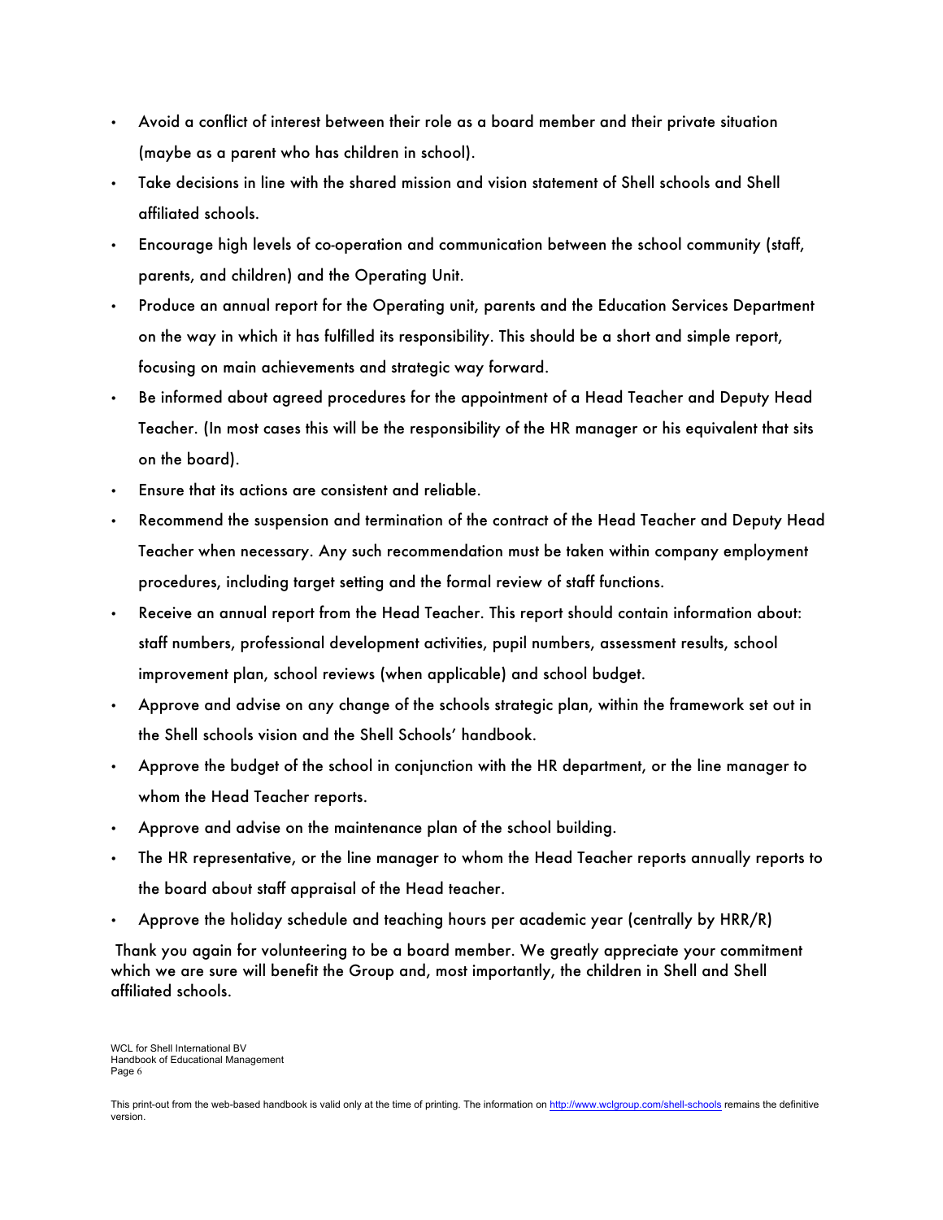- Avoid a conflict of interest between their role as a board member and their private situation (maybe as a parent who has children in school).
- Take decisions in line with the shared mission and vision statement of Shell schools and Shell affiliated schools.
- Encourage high levels of co-operation and communication between the school community (staff, parents, and children) and the Operating Unit.
- Produce an annual report for the Operating unit, parents and the Education Services Department on the way in which it has fulfilled its responsibility. This should be a short and simple report, focusing on main achievements and strategic way forward.
- Be informed about agreed procedures for the appointment of a Head Teacher and Deputy Head Teacher. (In most cases this will be the responsibility of the HR manager or his equivalent that sits on the board).
- Ensure that its actions are consistent and reliable.
- Recommend the suspension and termination of the contract of the Head Teacher and Deputy Head Teacher when necessary. Any such recommendation must be taken within company employment procedures, including target setting and the formal review of staff functions.
- Receive an annual report from the Head Teacher. This report should contain information about: staff numbers, professional development activities, pupil numbers, assessment results, school improvement plan, school reviews (when applicable) and school budget.
- Approve and advise on any change of the schools strategic plan, within the framework set out in the Shell schools vision and the Shell Schools' handbook.
- Approve the budget of the school in conjunction with the HR department, or the line manager to whom the Head Teacher reports.
- Approve and advise on the maintenance plan of the school building.
- The HR representative, or the line manager to whom the Head Teacher reports annually reports to the board about staff appraisal of the Head teacher.
- Approve the holiday schedule and teaching hours per academic year (centrally by HRR/R)

Thank you again for volunteering to be a board member. We greatly appreciate your commitment which we are sure will benefit the Group and, most importantly, the children in Shell and Shell affiliated schools.